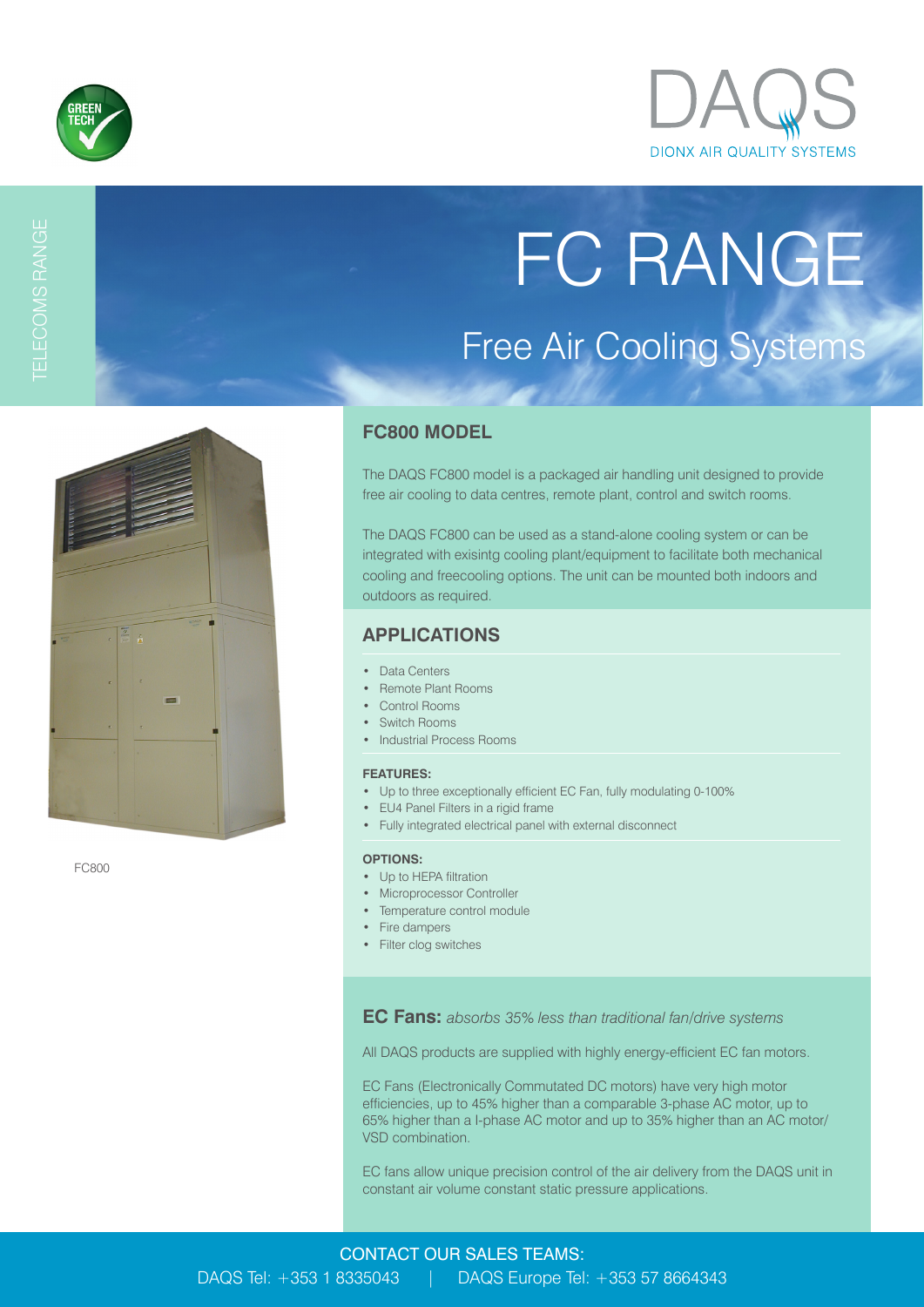GREEN TECH

# DAQS

DIONX AIR QUALITY SYSTEMS

TELECOMS RANGE

# FC RANGE

## Free Air Cooling Systems

FC800

## FC800 MODEL

The DAQS FC800 model is a packaged air handling unit designed to provide free air cooling to data centres, remote plant, control and switch rooms.

The DAQS FC800 can be used as a stand-alone cooling system or can be integrated with exisintg cooling plant/equipment to facilitate both mechanical cooling and freecooling options. The unit can be mounted both indoors and outdoors as required.

## APPLICATIONS

- Data Centers
- Remote Plant Rooms
- Control Rooms
- Switch Rooms
- Industrial Process Rooms

**FEATURES:**

- Up to three exceptionally efficient EC Fan, fully modulating 0-100%
- EU4 Panel Filters in a rigid frame
- Fully integrated electrical panel with external disconnect

**OPTIONS:**

- Up to HEPA filtration
- Microprocessor Controller
- Temperature control module
- Fire dampers
- Filter clog switches

**EC Fans:** *absorbs 35% less than traditional fan/drive systems*

All DAQS products are supplied with highly energy-efficient EC fan motors.

EC Fans (Electronically Commutated DC motors) have very high motor efficiencies, up to 45% higher than a comparable 3-phase AC motor, up to 65% higher than a I-phase AC motor and up to 35% higher than an AC motor/VSD combination.

EC fans allow unique precision control of the air delivery from the DAQS unit in constant air volume constant static pressure applications.

CONTACT OUR SALES TEAMS:

DAQS Tel: +353 1 8335043 | DAQS Europe Tel: +353 57 8664343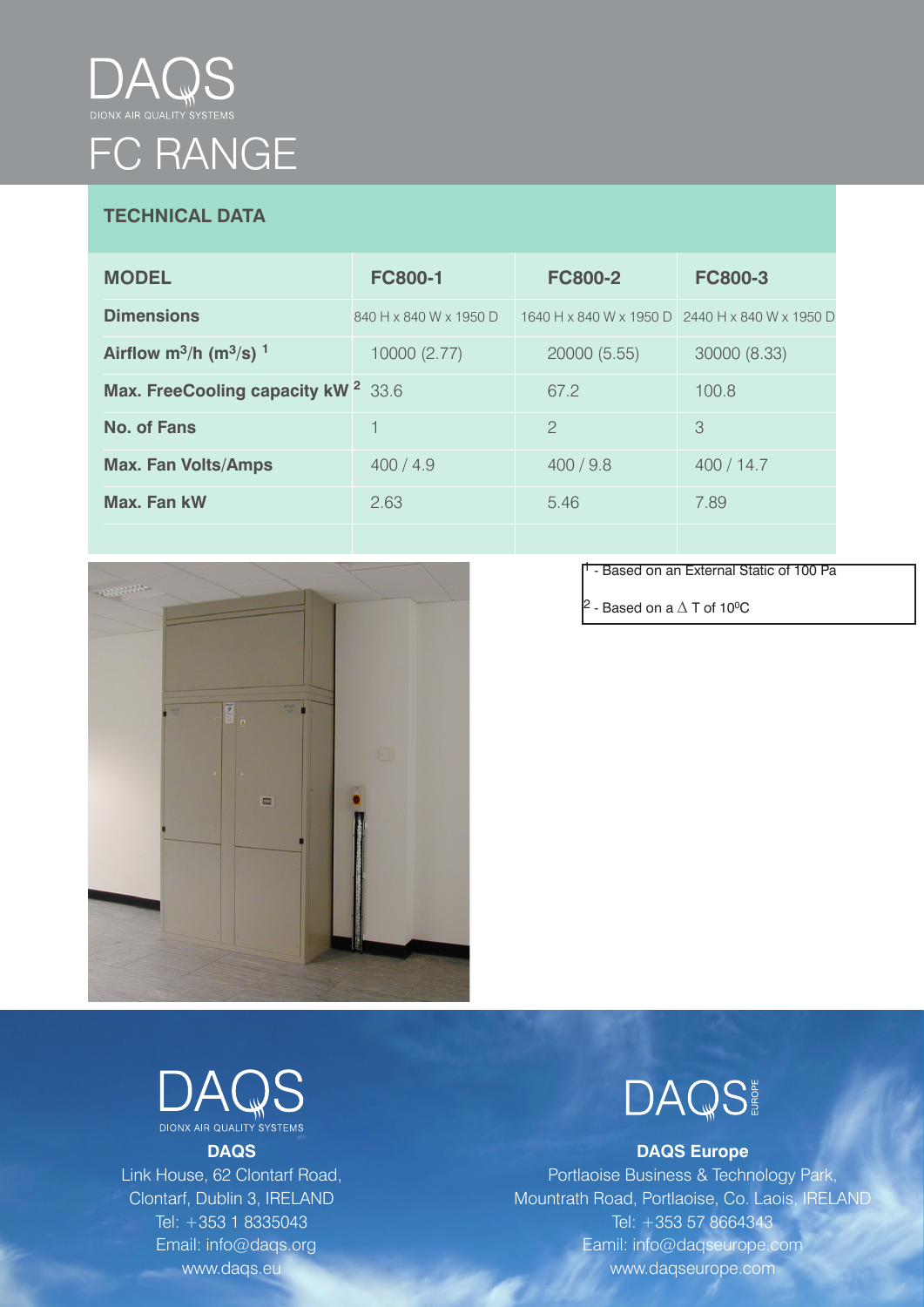# DAQS

DIONX AIR QUALITY SYSTEMS

# FC RANGE

## TECHNICAL DATA

| MODEL | FC800-1 | FC800-2 | FC800-3 |
|---|---|---|---|
| Dimensions | 840 H x 840 W x 1950 D | 1640 H x 840 W x 1950 D | 2440 H x 840 W x 1950 D |
| Airflow $m^3/h$ ($m^3/s$) [1] | 10000 (2.77) | 20000 (5.55) | 30000 (8.33) |
| Max. FreeCooling capacity kW [2] | 33.6 | 67.2 | 100.8 |
| No. of Fans | 1 | 2 | 3 |
| Max. Fan Volts/Amps | 400 / 4.9 | 400 / 9.8 | 400 / 14.7 |
| Max. Fan kW | 2.63 | 5.46 | 7.89 |

[1] - Based on an External Static of 100 Pa

[2] - Based on a $\Delta$ T of $10^0$C

**DAQS**
Link House, 62 Clontarf Road,
Clontarf, Dublin 3, IRELAND
Tel: +353 1 8335043
Email: info@daqs.org
www.daqs.eu

**DAQS Europe**
Portlaoise Business & Technology Park,
Mountrath Road, Portlaoise, Co. Laois, IRELAND
Tel: +353 57 8664343
Eamil: info@daqseurope.com
www.daqseurope.com